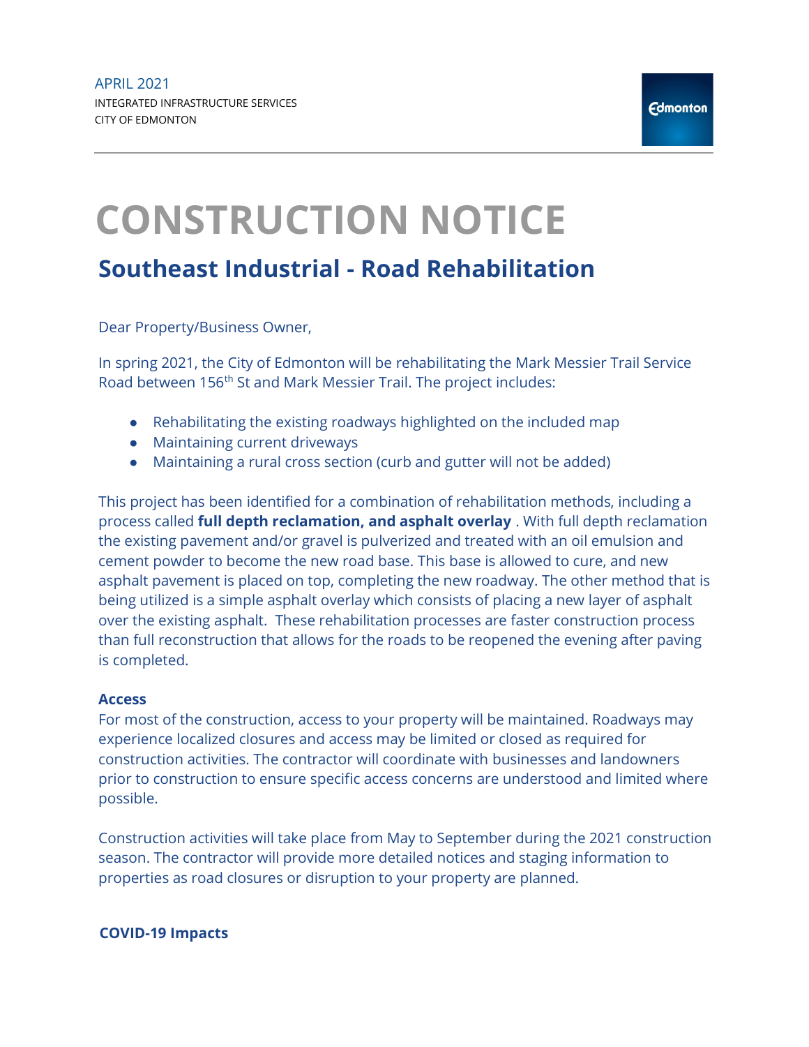APRIL 2021
INTEGRATED INFRASTRUCTURE SERVICES
CITY OF EDMONTON

Edmonton

# CONSTRUCTION NOTICE

## Southeast Industrial - Road Rehabilitation

Dear Property/Business Owner,

In spring 2021, the City of Edmonton will be rehabilitating the Mark Messier Trail Service Road between 156th St and Mark Messier Trail. The project includes:

- Rehabilitating the existing roadways highlighted on the included map
- Maintaining current driveways
- Maintaining a rural cross section (curb and gutter will not be added)

This project has been identified for a combination of rehabilitation methods, including a process called **full depth reclamation, and asphalt overlay** . With full depth reclamation the existing pavement and/or gravel is pulverized and treated with an oil emulsion and cement powder to become the new road base. This base is allowed to cure, and new asphalt pavement is placed on top, completing the new roadway. The other method that is being utilized is a simple asphalt overlay which consists of placing a new layer of asphalt over the existing asphalt. These rehabilitation processes are faster construction process than full reconstruction that allows for the roads to be reopened the evening after paving is completed.

### Access

For most of the construction, access to your property will be maintained. Roadways may experience localized closures and access may be limited or closed as required for construction activities. The contractor will coordinate with businesses and landowners prior to construction to ensure specific access concerns are understood and limited where possible.

Construction activities will take place from May to September during the 2021 construction season. The contractor will provide more detailed notices and staging information to properties as road closures or disruption to your property are planned.

### COVID-19 Impacts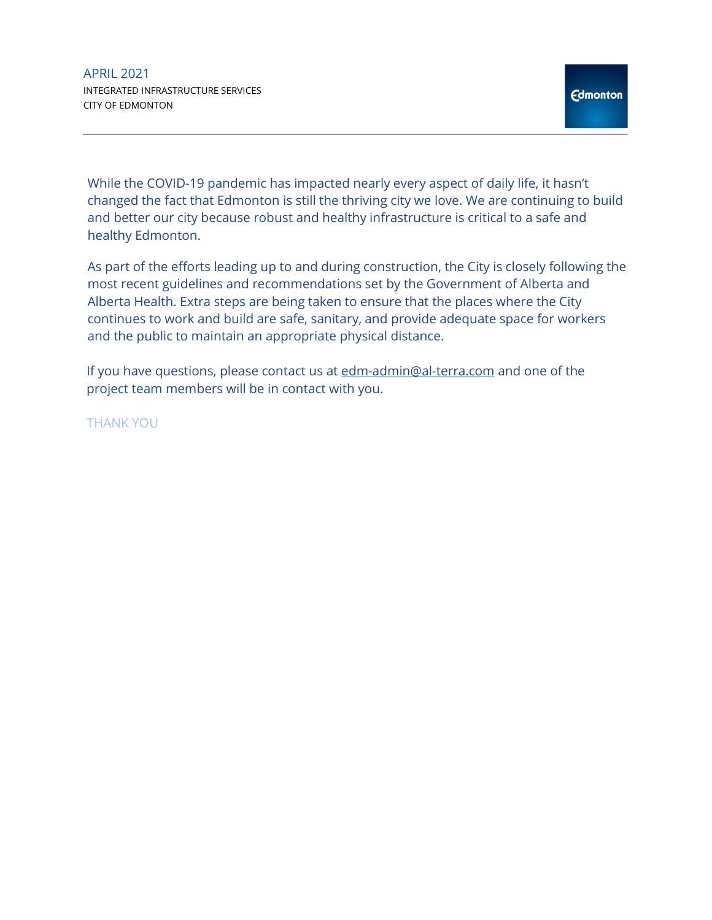While the COVID-19 pandemic has impacted nearly every aspect of daily life, it hasn't changed the fact that Edmonton is still the thriving city we love. We are continuing to build and better our city because robust and healthy infrastructure is critical to a safe and healthy Edmonton.

As part of the efforts leading up to and during construction, the City is closely following the most recent guidelines and recommendations set by the Government of Alberta and Alberta Health. Extra steps are being taken to ensure that the places where the City continues to work and build are safe, sanitary, and provide adequate space for workers and the public to maintain an appropriate physical distance.

If you have questions, please contact us at edm-admin@al-terra.com and one of the project team members will be in contact with you.

THANK YOU